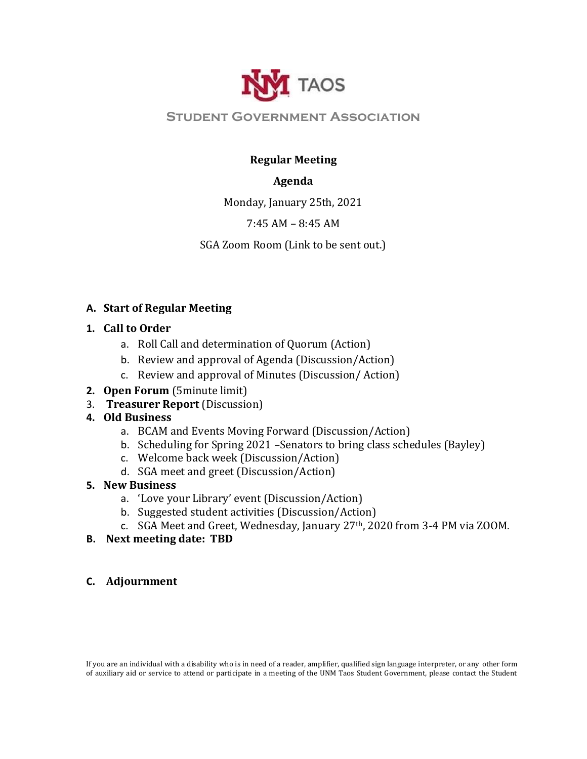TAOS

# Student Government Association

**Regular Meeting**

**Agenda**

Monday, January 25th, 2021

7:45 AM – 8:45 AM

SGA Zoom Room (Link to be sent out.)

**A. Start of Regular Meeting**

**1. Call to Order**
   a. Roll Call and determination of Quorum (Action)
   b. Review and approval of Agenda (Discussion/Action)
   c. Review and approval of Minutes (Discussion/ Action)

**2. Open Forum** (5minute limit)

3. **Treasurer Report** (Discussion)

**4. Old Business**
   a. BCAM and Events Moving Forward (Discussion/Action)
   b. Scheduling for Spring 2021 –Senators to bring class schedules (Bayley)
   c. Welcome back week (Discussion/Action)
   d. SGA meet and greet (Discussion/Action)

**5. New Business**
   a. 'Love your Library' event (Discussion/Action)
   b. Suggested student activities (Discussion/Action)
   c. SGA Meet and Greet, Wednesday, January 27th, 2020 from 3-4 PM via ZOOM.

**B. Next meeting date: TBD**

**C. Adjournment**

If you are an individual with a disability who is in need of a reader, amplifier, qualified sign language interpreter, or any other form of auxiliary aid or service to attend or participate in a meeting of the UNM Taos Student Government, please contact the Student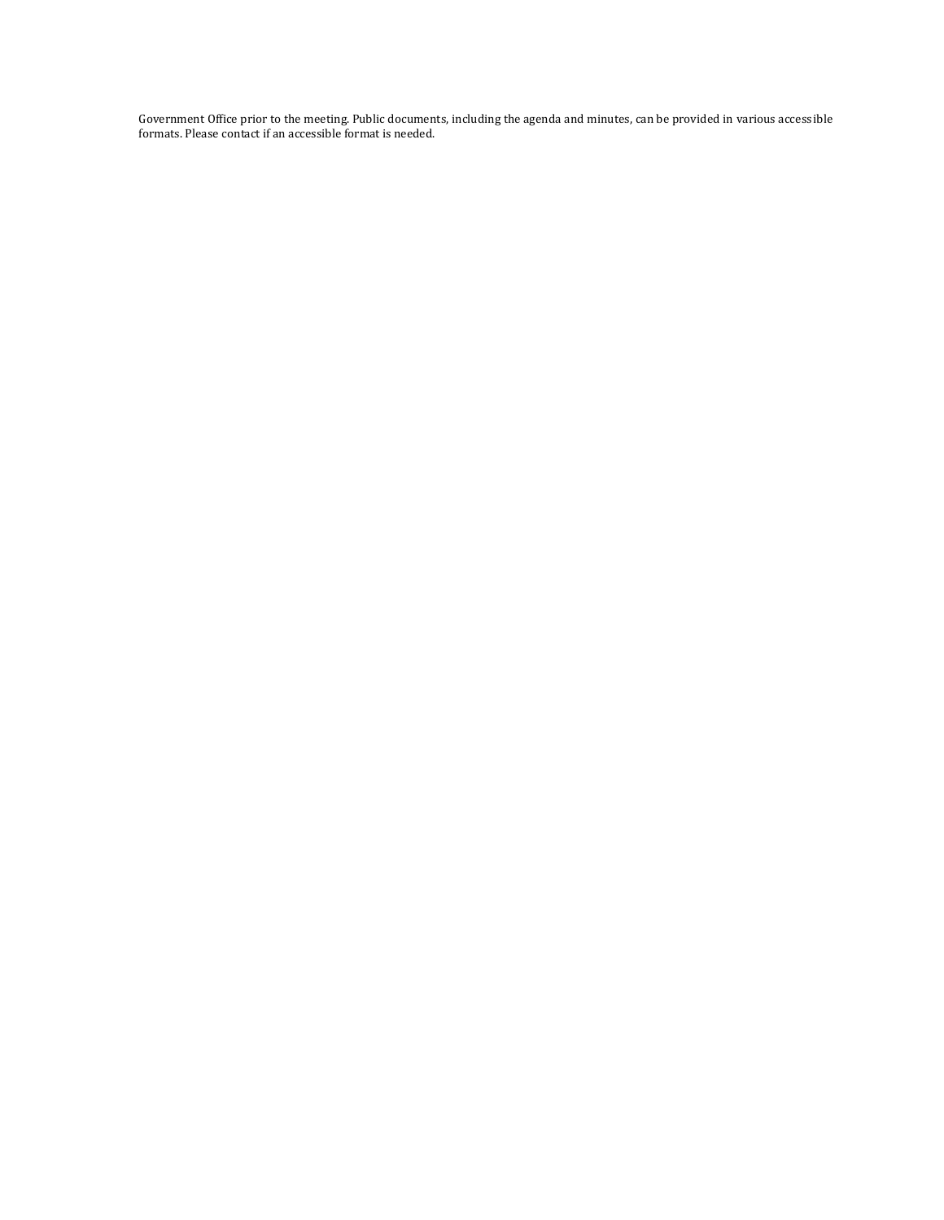Government Office prior to the meeting. Public documents, including the agenda and minutes, can be provided in various accessible formats. Please contact if an accessible format is needed.